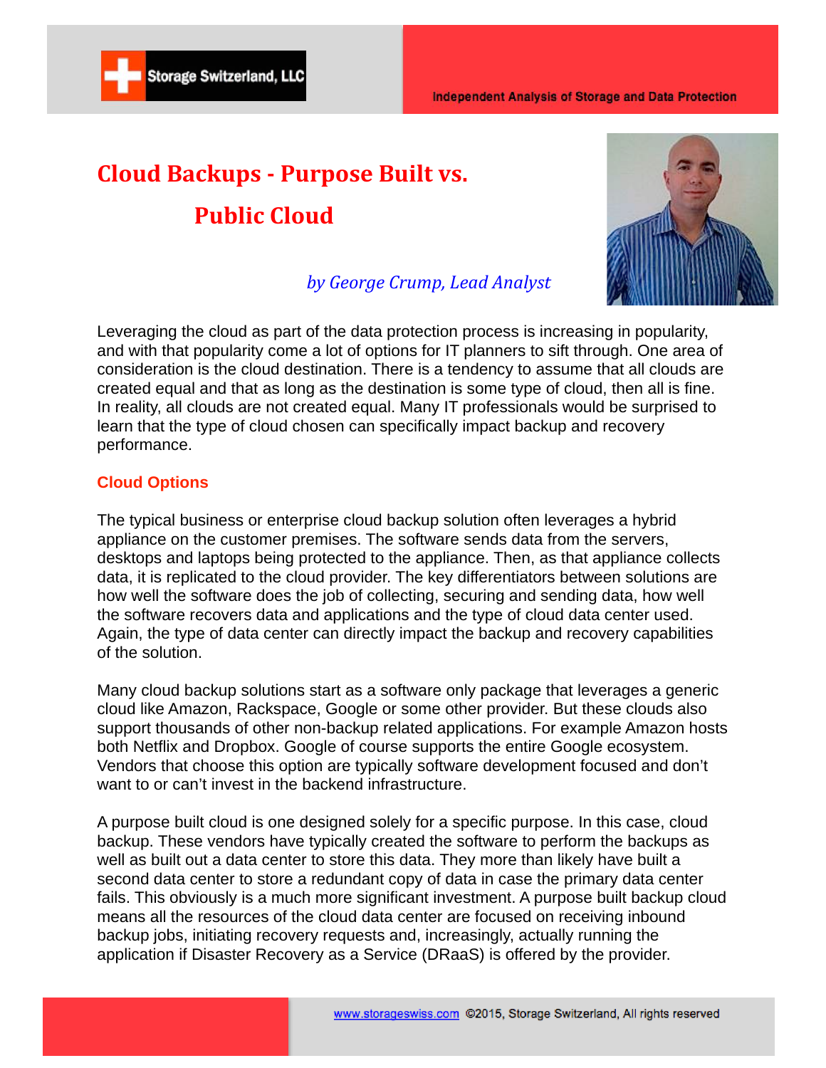# Cloud Backups - Purpose Built vs. Public Cloud

*by George Crump, Lead Analyst*

Leveraging the cloud as part of the data protection process is increasing in popularity, and with that popularity come a lot of options for IT planners to sift through. One area of consideration is the cloud destination. There is a tendency to assume that all clouds are created equal and that as long as the destination is some type of cloud, then all is fine. In reality, all clouds are not created equal. Many IT professionals would be surprised to learn that the type of cloud chosen can specifically impact backup and recovery performance.

## Cloud Options

The typical business or enterprise cloud backup solution often leverages a hybrid appliance on the customer premises. The software sends data from the servers, desktops and laptops being protected to the appliance. Then, as that appliance collects data, it is replicated to the cloud provider. The key differentiators between solutions are how well the software does the job of collecting, securing and sending data, how well the software recovers data and applications and the type of cloud data center used. Again, the type of data center can directly impact the backup and recovery capabilities of the solution.

Many cloud backup solutions start as a software only package that leverages a generic cloud like Amazon, Rackspace, Google or some other provider. But these clouds also support thousands of other non-backup related applications. For example Amazon hosts both Netflix and Dropbox. Google of course supports the entire Google ecosystem. Vendors that choose this option are typically software development focused and don't want to or can't invest in the backend infrastructure.

A purpose built cloud is one designed solely for a specific purpose. In this case, cloud backup. These vendors have typically created the software to perform the backups as well as built out a data center to store this data. They more than likely have built a second data center to store a redundant copy of data in case the primary data center fails. This obviously is a much more significant investment. A purpose built backup cloud means all the resources of the cloud data center are focused on receiving inbound backup jobs, initiating recovery requests and, increasingly, actually running the application if Disaster Recovery as a Service (DRaaS) is offered by the provider.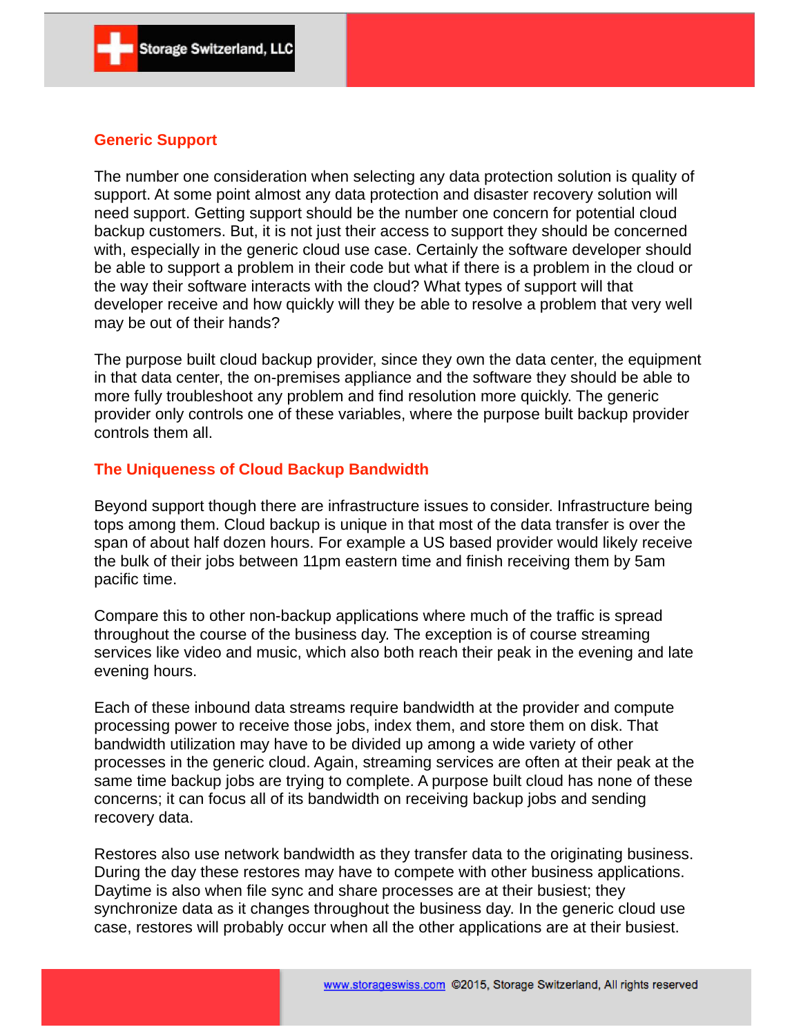## Generic Support

The number one consideration when selecting any data protection solution is quality of support. At some point almost any data protection and disaster recovery solution will need support. Getting support should be the number one concern for potential cloud backup customers. But, it is not just their access to support they should be concerned with, especially in the generic cloud use case. Certainly the software developer should be able to support a problem in their code but what if there is a problem in the cloud or the way their software interacts with the cloud? What types of support will that developer receive and how quickly will they be able to resolve a problem that very well may be out of their hands?

The purpose built cloud backup provider, since they own the data center, the equipment in that data center, the on-premises appliance and the software they should be able to more fully troubleshoot any problem and find resolution more quickly. The generic provider only controls one of these variables, where the purpose built backup provider controls them all.

## The Uniqueness of Cloud Backup Bandwidth

Beyond support though there are infrastructure issues to consider. Infrastructure being tops among them. Cloud backup is unique in that most of the data transfer is over the span of about half dozen hours. For example a US based provider would likely receive the bulk of their jobs between 11pm eastern time and finish receiving them by 5am pacific time.

Compare this to other non-backup applications where much of the traffic is spread throughout the course of the business day. The exception is of course streaming services like video and music, which also both reach their peak in the evening and late evening hours.

Each of these inbound data streams require bandwidth at the provider and compute processing power to receive those jobs, index them, and store them on disk. That bandwidth utilization may have to be divided up among a wide variety of other processes in the generic cloud. Again, streaming services are often at their peak at the same time backup jobs are trying to complete. A purpose built cloud has none of these concerns; it can focus all of its bandwidth on receiving backup jobs and sending recovery data.

Restores also use network bandwidth as they transfer data to the originating business. During the day these restores may have to compete with other business applications. Daytime is also when file sync and share processes are at their busiest; they synchronize data as it changes throughout the business day. In the generic cloud use case, restores will probably occur when all the other applications are at their busiest.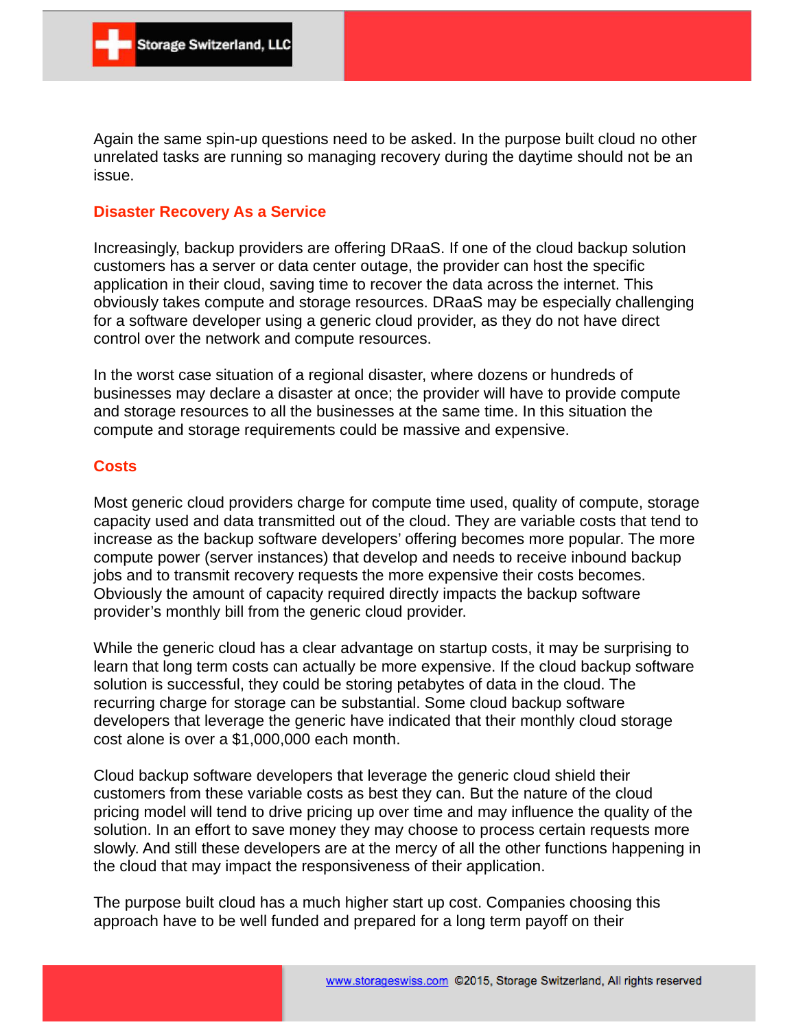Again the same spin-up questions need to be asked. In the purpose built cloud no other unrelated tasks are running so managing recovery during the daytime should not be an issue.

## Disaster Recovery As a Service

Increasingly, backup providers are offering DRaaS. If one of the cloud backup solution customers has a server or data center outage, the provider can host the specific application in their cloud, saving time to recover the data across the internet. This obviously takes compute and storage resources. DRaaS may be especially challenging for a software developer using a generic cloud provider, as they do not have direct control over the network and compute resources.

In the worst case situation of a regional disaster, where dozens or hundreds of businesses may declare a disaster at once; the provider will have to provide compute and storage resources to all the businesses at the same time. In this situation the compute and storage requirements could be massive and expensive.

## Costs

Most generic cloud providers charge for compute time used, quality of compute, storage capacity used and data transmitted out of the cloud. They are variable costs that tend to increase as the backup software developers' offering becomes more popular. The more compute power (server instances) that develop and needs to receive inbound backup jobs and to transmit recovery requests the more expensive their costs becomes. Obviously the amount of capacity required directly impacts the backup software provider's monthly bill from the generic cloud provider.

While the generic cloud has a clear advantage on startup costs, it may be surprising to learn that long term costs can actually be more expensive. If the cloud backup software solution is successful, they could be storing petabytes of data in the cloud. The recurring charge for storage can be substantial. Some cloud backup software developers that leverage the generic have indicated that their monthly cloud storage cost alone is over a $1,000,000 each month.

Cloud backup software developers that leverage the generic cloud shield their customers from these variable costs as best they can. But the nature of the cloud pricing model will tend to drive pricing up over time and may influence the quality of the solution. In an effort to save money they may choose to process certain requests more slowly. And still these developers are at the mercy of all the other functions happening in the cloud that may impact the responsiveness of their application.

The purpose built cloud has a much higher start up cost. Companies choosing this approach have to be well funded and prepared for a long term payoff on their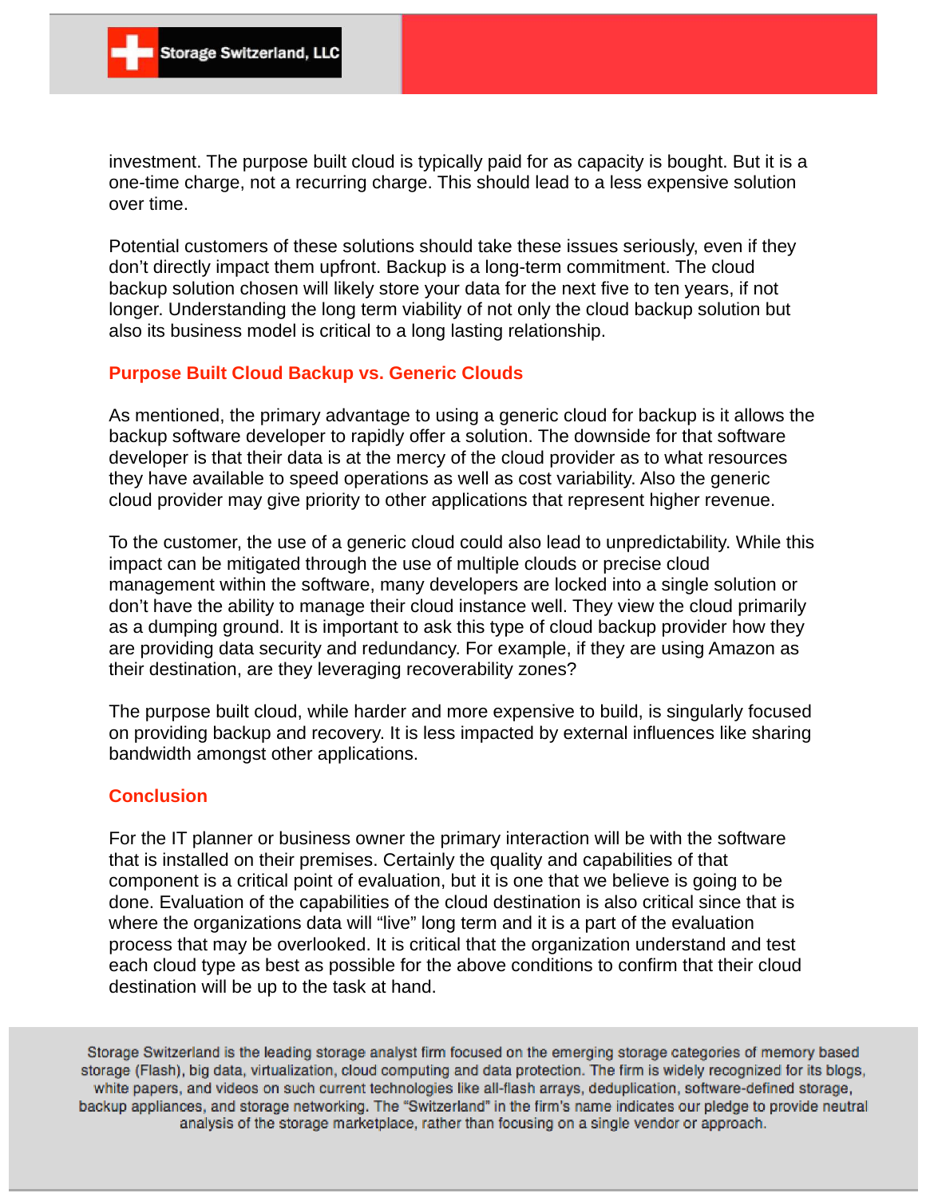investment. The purpose built cloud is typically paid for as capacity is bought. But it is a one-time charge, not a recurring charge. This should lead to a less expensive solution over time.

Potential customers of these solutions should take these issues seriously, even if they don't directly impact them upfront. Backup is a long-term commitment. The cloud backup solution chosen will likely store your data for the next five to ten years, if not longer. Understanding the long term viability of not only the cloud backup solution but also its business model is critical to a long lasting relationship.

## Purpose Built Cloud Backup vs. Generic Clouds

As mentioned, the primary advantage to using a generic cloud for backup is it allows the backup software developer to rapidly offer a solution. The downside for that software developer is that their data is at the mercy of the cloud provider as to what resources they have available to speed operations as well as cost variability. Also the generic cloud provider may give priority to other applications that represent higher revenue.

To the customer, the use of a generic cloud could also lead to unpredictability. While this impact can be mitigated through the use of multiple clouds or precise cloud management within the software, many developers are locked into a single solution or don't have the ability to manage their cloud instance well. They view the cloud primarily as a dumping ground. It is important to ask this type of cloud backup provider how they are providing data security and redundancy. For example, if they are using Amazon as their destination, are they leveraging recoverability zones?

The purpose built cloud, while harder and more expensive to build, is singularly focused on providing backup and recovery. It is less impacted by external influences like sharing bandwidth amongst other applications.

## Conclusion

For the IT planner or business owner the primary interaction will be with the software that is installed on their premises. Certainly the quality and capabilities of that component is a critical point of evaluation, but it is one that we believe is going to be done. Evaluation of the capabilities of the cloud destination is also critical since that is where the organizations data will "live" long term and it is a part of the evaluation process that may be overlooked. It is critical that the organization understand and test each cloud type as best as possible for the above conditions to confirm that their cloud destination will be up to the task at hand.

Storage Switzerland is the leading storage analyst firm focused on the emerging storage categories of memory based storage (Flash), big data, virtualization, cloud computing and data protection. The firm is widely recognized for its blogs, white papers, and videos on such current technologies like all-flash arrays, deduplication, software-defined storage, backup appliances, and storage networking. The "Switzerland" in the firm's name indicates our pledge to provide neutral analysis of the storage marketplace, rather than focusing on a single vendor or approach.